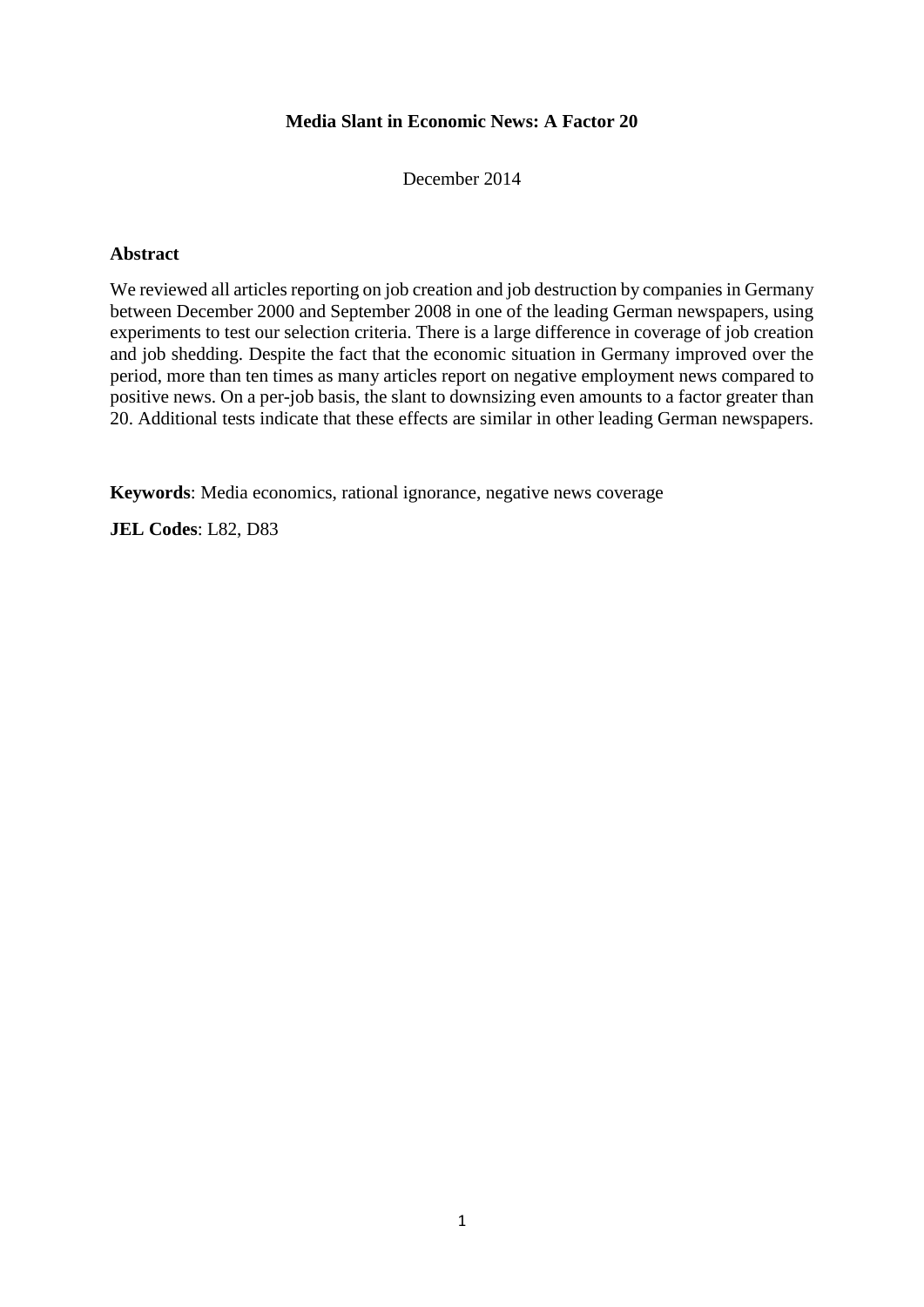# Media Slant in Economic News: A Factor 20

December 2014

## Abstract

We reviewed all articles reporting on job creation and job destruction by companies in Germany between December 2000 and September 2008 in one of the leading German newspapers, using experiments to test our selection criteria. There is a large difference in coverage of job creation and job shedding. Despite the fact that the economic situation in Germany improved over the period, more than ten times as many articles report on negative employment news compared to positive news. On a per-job basis, the slant to downsizing even amounts to a factor greater than 20. Additional tests indicate that these effects are similar in other leading German newspapers.

**Keywords**: Media economics, rational ignorance, negative news coverage

**JEL Codes**: L82, D83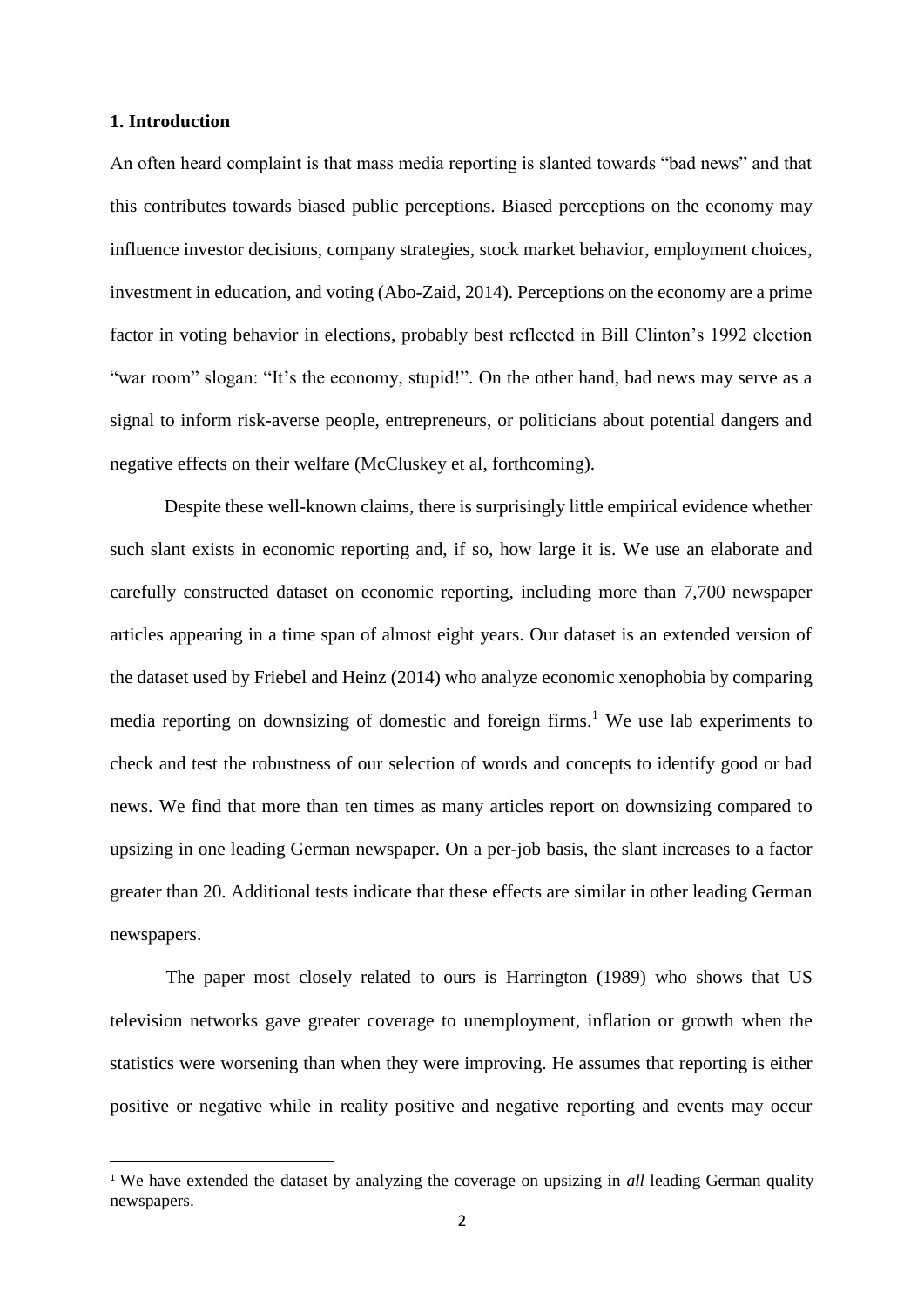## 1. Introduction

An often heard complaint is that mass media reporting is slanted towards "bad news" and that this contributes towards biased public perceptions. Biased perceptions on the economy may influence investor decisions, company strategies, stock market behavior, employment choices, investment in education, and voting (Abo-Zaid, 2014). Perceptions on the economy are a prime factor in voting behavior in elections, probably best reflected in Bill Clinton's 1992 election "war room" slogan: "It's the economy, stupid!". On the other hand, bad news may serve as a signal to inform risk-averse people, entrepreneurs, or politicians about potential dangers and negative effects on their welfare (McCluskey et al, forthcoming).

Despite these well-known claims, there is surprisingly little empirical evidence whether such slant exists in economic reporting and, if so, how large it is. We use an elaborate and carefully constructed dataset on economic reporting, including more than 7,700 newspaper articles appearing in a time span of almost eight years. Our dataset is an extended version of the dataset used by Friebel and Heinz (2014) who analyze economic xenophobia by comparing media reporting on downsizing of domestic and foreign firms.[1] We use lab experiments to check and test the robustness of our selection of words and concepts to identify good or bad news. We find that more than ten times as many articles report on downsizing compared to upsizing in one leading German newspaper. On a per-job basis, the slant increases to a factor greater than 20. Additional tests indicate that these effects are similar in other leading German newspapers.

The paper most closely related to ours is Harrington (1989) who shows that US television networks gave greater coverage to unemployment, inflation or growth when the statistics were worsening than when they were improving. He assumes that reporting is either positive or negative while in reality positive and negative reporting and events may occur

---

[1] We have extended the dataset by analyzing the coverage on upsizing in *all* leading German quality newspapers.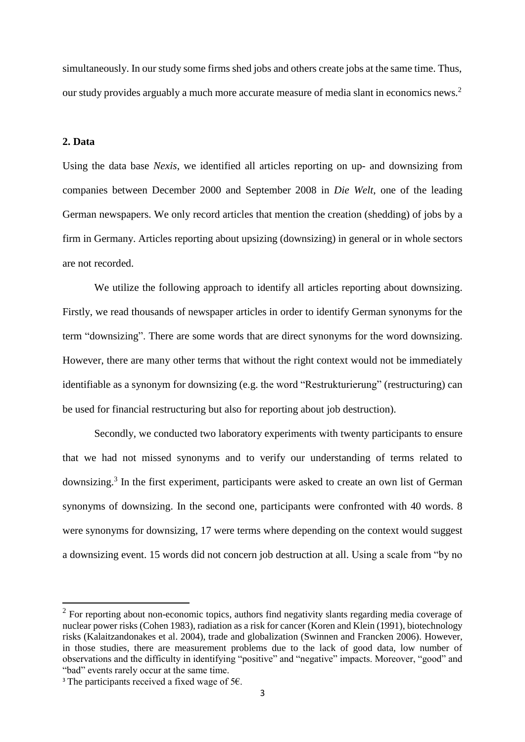simultaneously. In our study some firms shed jobs and others create jobs at the same time. Thus, our study provides arguably a much more accurate measure of media slant in economics news.[2]

## 2. Data

Using the data base *Nexis*, we identified all articles reporting on up- and downsizing from companies between December 2000 and September 2008 in *Die Welt*, one of the leading German newspapers. We only record articles that mention the creation (shedding) of jobs by a firm in Germany. Articles reporting about upsizing (downsizing) in general or in whole sectors are not recorded.

We utilize the following approach to identify all articles reporting about downsizing. Firstly, we read thousands of newspaper articles in order to identify German synonyms for the term "downsizing". There are some words that are direct synonyms for the word downsizing. However, there are many other terms that without the right context would not be immediately identifiable as a synonym for downsizing (e.g. the word "Restrukturierung" (restructuring) can be used for financial restructuring but also for reporting about job destruction).

Secondly, we conducted two laboratory experiments with twenty participants to ensure that we had not missed synonyms and to verify our understanding of terms related to downsizing.[3] In the first experiment, participants were asked to create an own list of German synonyms of downsizing. In the second one, participants were confronted with 40 words. 8 were synonyms for downsizing, 17 were terms where depending on the context would suggest a downsizing event. 15 words did not concern job destruction at all. Using a scale from "by no

---

[2] For reporting about non-economic topics, authors find negativity slants regarding media coverage of nuclear power risks (Cohen 1983), radiation as a risk for cancer (Koren and Klein (1991), biotechnology risks (Kalaitzandonakes et al. 2004), trade and globalization (Swinnen and Francken 2006). However, in those studies, there are measurement problems due to the lack of good data, low number of observations and the difficulty in identifying "positive" and "negative" impacts. Moreover, "good" and "bad" events rarely occur at the same time.

[3] The participants received a fixed wage of 5€.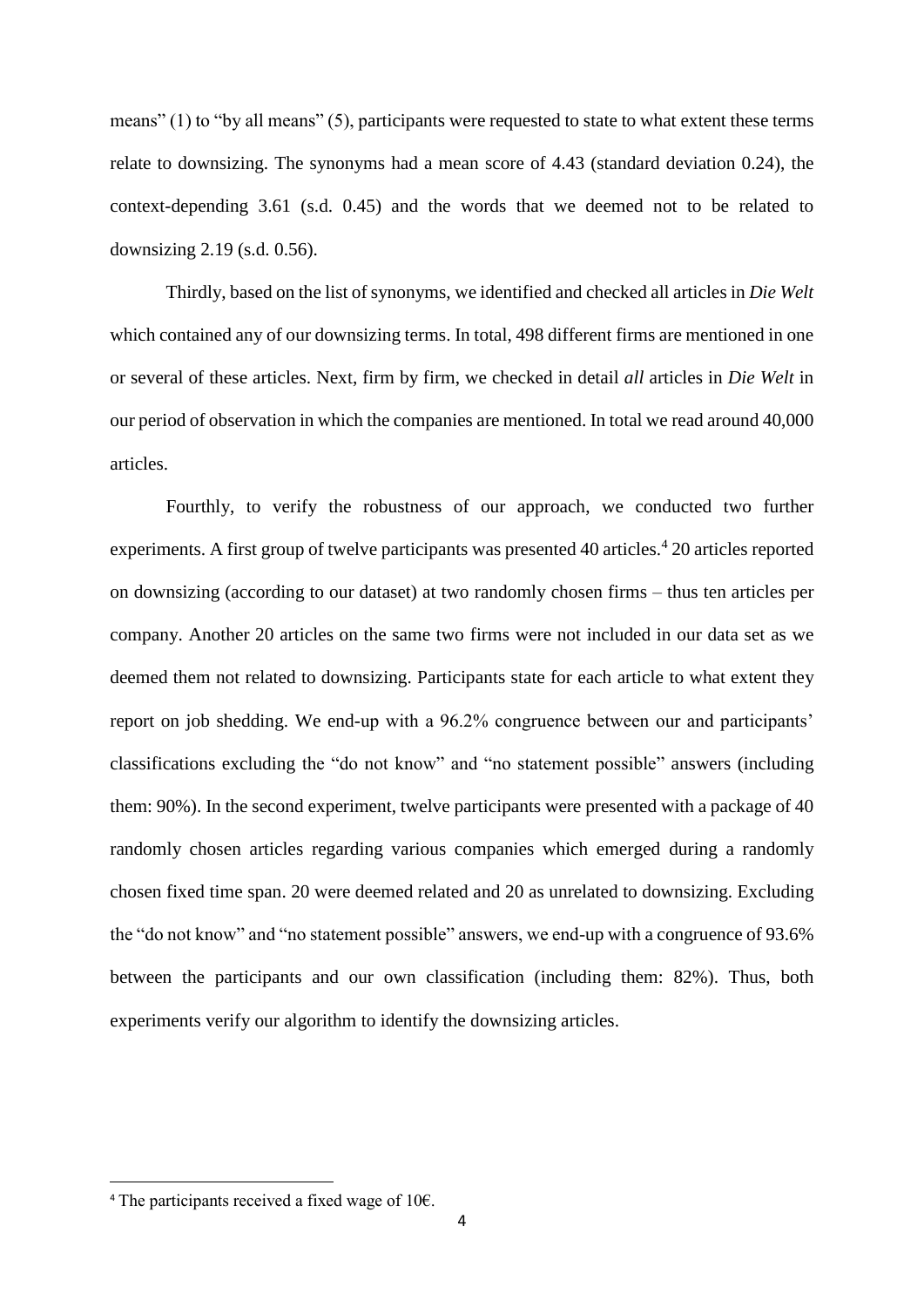means" (1) to "by all means" (5), participants were requested to state to what extent these terms relate to downsizing. The synonyms had a mean score of 4.43 (standard deviation 0.24), the context-depending 3.61 (s.d. 0.45) and the words that we deemed not to be related to downsizing 2.19 (s.d. 0.56).

Thirdly, based on the list of synonyms, we identified and checked all articles in *Die Welt* which contained any of our downsizing terms. In total, 498 different firms are mentioned in one or several of these articles. Next, firm by firm, we checked in detail *all* articles in *Die Welt* in our period of observation in which the companies are mentioned. In total we read around 40,000 articles.

Fourthly, to verify the robustness of our approach, we conducted two further experiments. A first group of twelve participants was presented 40 articles.[4] 20 articles reported on downsizing (according to our dataset) at two randomly chosen firms – thus ten articles per company. Another 20 articles on the same two firms were not included in our data set as we deemed them not related to downsizing. Participants state for each article to what extent they report on job shedding. We end-up with a 96.2% congruence between our and participants' classifications excluding the "do not know" and "no statement possible" answers (including them: 90%). In the second experiment, twelve participants were presented with a package of 40 randomly chosen articles regarding various companies which emerged during a randomly chosen fixed time span. 20 were deemed related and 20 as unrelated to downsizing. Excluding the "do not know" and "no statement possible" answers, we end-up with a congruence of 93.6% between the participants and our own classification (including them: 82%). Thus, both experiments verify our algorithm to identify the downsizing articles.

[4] The participants received a fixed wage of 10€.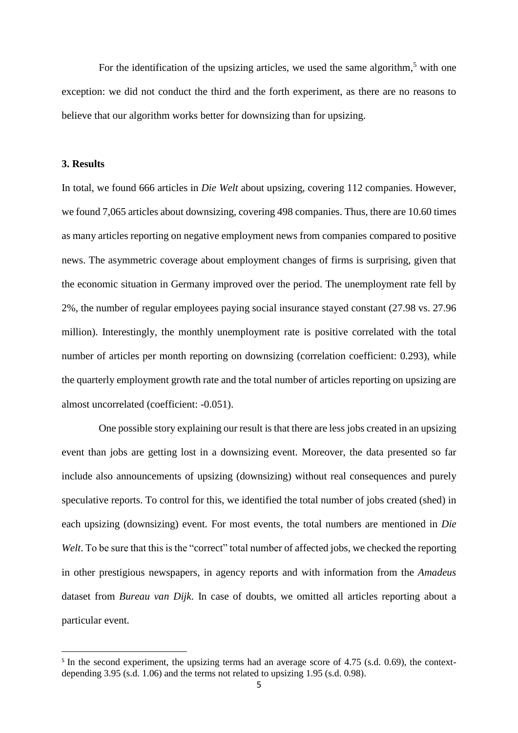For the identification of the upsizing articles, we used the same algorithm,[5] with one exception: we did not conduct the third and the forth experiment, as there are no reasons to believe that our algorithm works better for downsizing than for upsizing.

### 3. Results

In total, we found 666 articles in *Die Welt* about upsizing, covering 112 companies. However, we found 7,065 articles about downsizing, covering 498 companies. Thus, there are 10.60 times as many articles reporting on negative employment news from companies compared to positive news. The asymmetric coverage about employment changes of firms is surprising, given that the economic situation in Germany improved over the period. The unemployment rate fell by 2%, the number of regular employees paying social insurance stayed constant (27.98 vs. 27.96 million). Interestingly, the monthly unemployment rate is positive correlated with the total number of articles per month reporting on downsizing (correlation coefficient: 0.293), while the quarterly employment growth rate and the total number of articles reporting on upsizing are almost uncorrelated (coefficient: -0.051).

One possible story explaining our result is that there are less jobs created in an upsizing event than jobs are getting lost in a downsizing event. Moreover, the data presented so far include also announcements of upsizing (downsizing) without real consequences and purely speculative reports. To control for this, we identified the total number of jobs created (shed) in each upsizing (downsizing) event. For most events, the total numbers are mentioned in *Die Welt*. To be sure that this is the "correct" total number of affected jobs, we checked the reporting in other prestigious newspapers, in agency reports and with information from the *Amadeus* dataset from *Bureau van Dijk*. In case of doubts, we omitted all articles reporting about a particular event.

---

[5] In the second experiment, the upsizing terms had an average score of 4.75 (s.d. 0.69), the context-depending 3.95 (s.d. 1.06) and the terms not related to upsizing 1.95 (s.d. 0.98).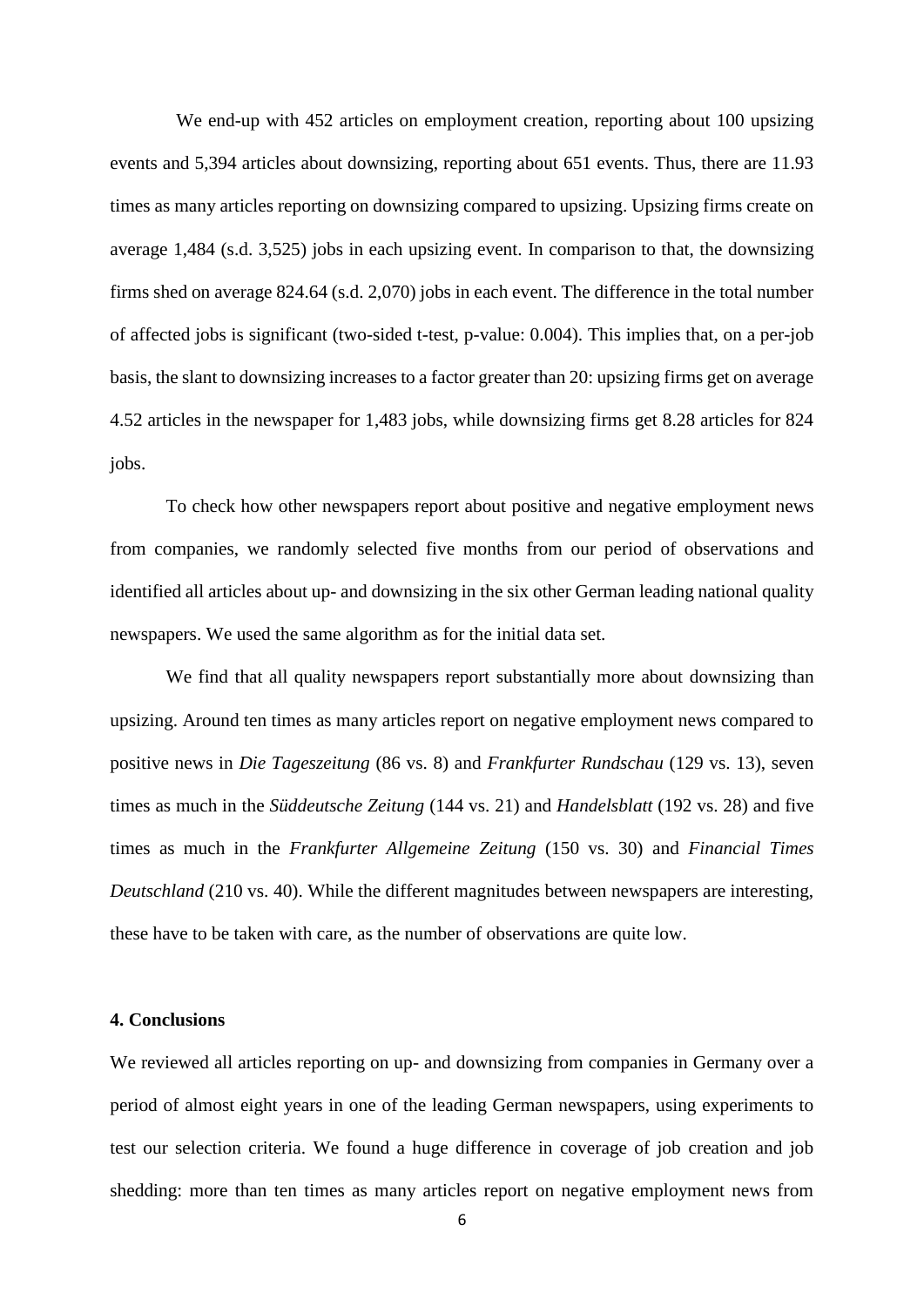We end-up with 452 articles on employment creation, reporting about 100 upsizing events and 5,394 articles about downsizing, reporting about 651 events. Thus, there are 11.93 times as many articles reporting on downsizing compared to upsizing. Upsizing firms create on average 1,484 (s.d. 3,525) jobs in each upsizing event. In comparison to that, the downsizing firms shed on average 824.64 (s.d. 2,070) jobs in each event. The difference in the total number of affected jobs is significant (two-sided t-test, p-value: 0.004). This implies that, on a per-job basis, the slant to downsizing increases to a factor greater than 20: upsizing firms get on average 4.52 articles in the newspaper for 1,483 jobs, while downsizing firms get 8.28 articles for 824 jobs.

To check how other newspapers report about positive and negative employment news from companies, we randomly selected five months from our period of observations and identified all articles about up- and downsizing in the six other German leading national quality newspapers. We used the same algorithm as for the initial data set.

We find that all quality newspapers report substantially more about downsizing than upsizing. Around ten times as many articles report on negative employment news compared to positive news in *Die Tageszeitung* (86 vs. 8) and *Frankfurter Rundschau* (129 vs. 13), seven times as much in the *Süddeutsche Zeitung* (144 vs. 21) and *Handelsblatt* (192 vs. 28) and five times as much in the *Frankfurter Allgemeine Zeitung* (150 vs. 30) and *Financial Times Deutschland* (210 vs. 40). While the different magnitudes between newspapers are interesting, these have to be taken with care, as the number of observations are quite low.

## 4. Conclusions

We reviewed all articles reporting on up- and downsizing from companies in Germany over a period of almost eight years in one of the leading German newspapers, using experiments to test our selection criteria. We found a huge difference in coverage of job creation and job shedding: more than ten times as many articles report on negative employment news from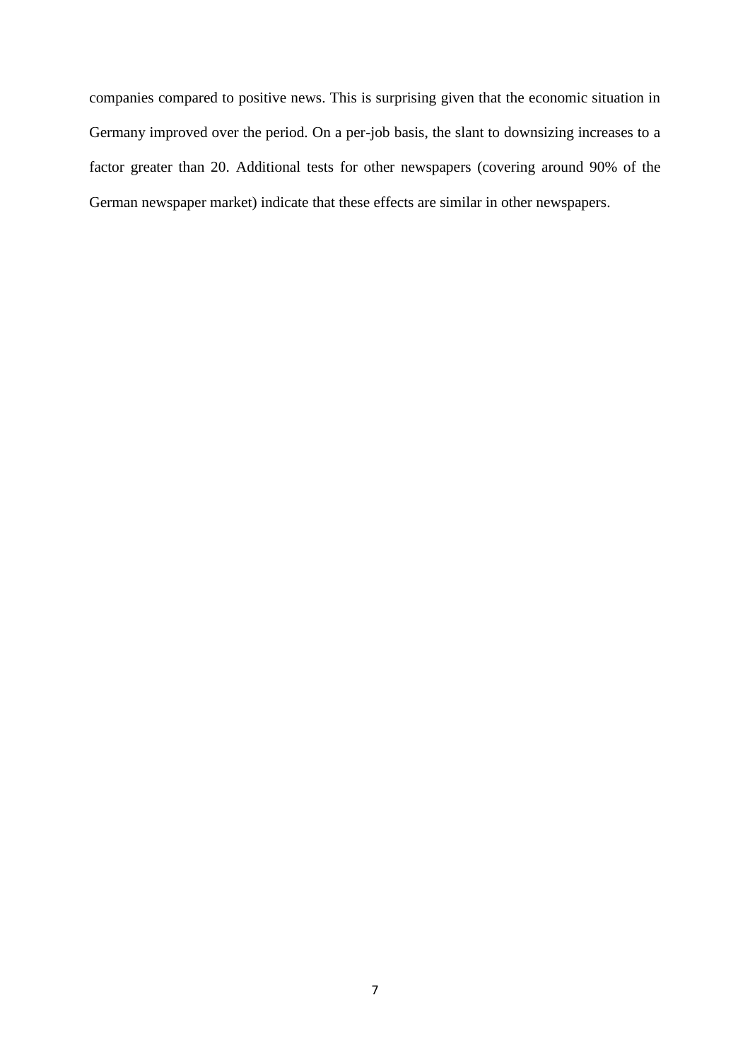companies compared to positive news. This is surprising given that the economic situation in Germany improved over the period. On a per-job basis, the slant to downsizing increases to a factor greater than 20. Additional tests for other newspapers (covering around 90% of the German newspaper market) indicate that these effects are similar in other newspapers.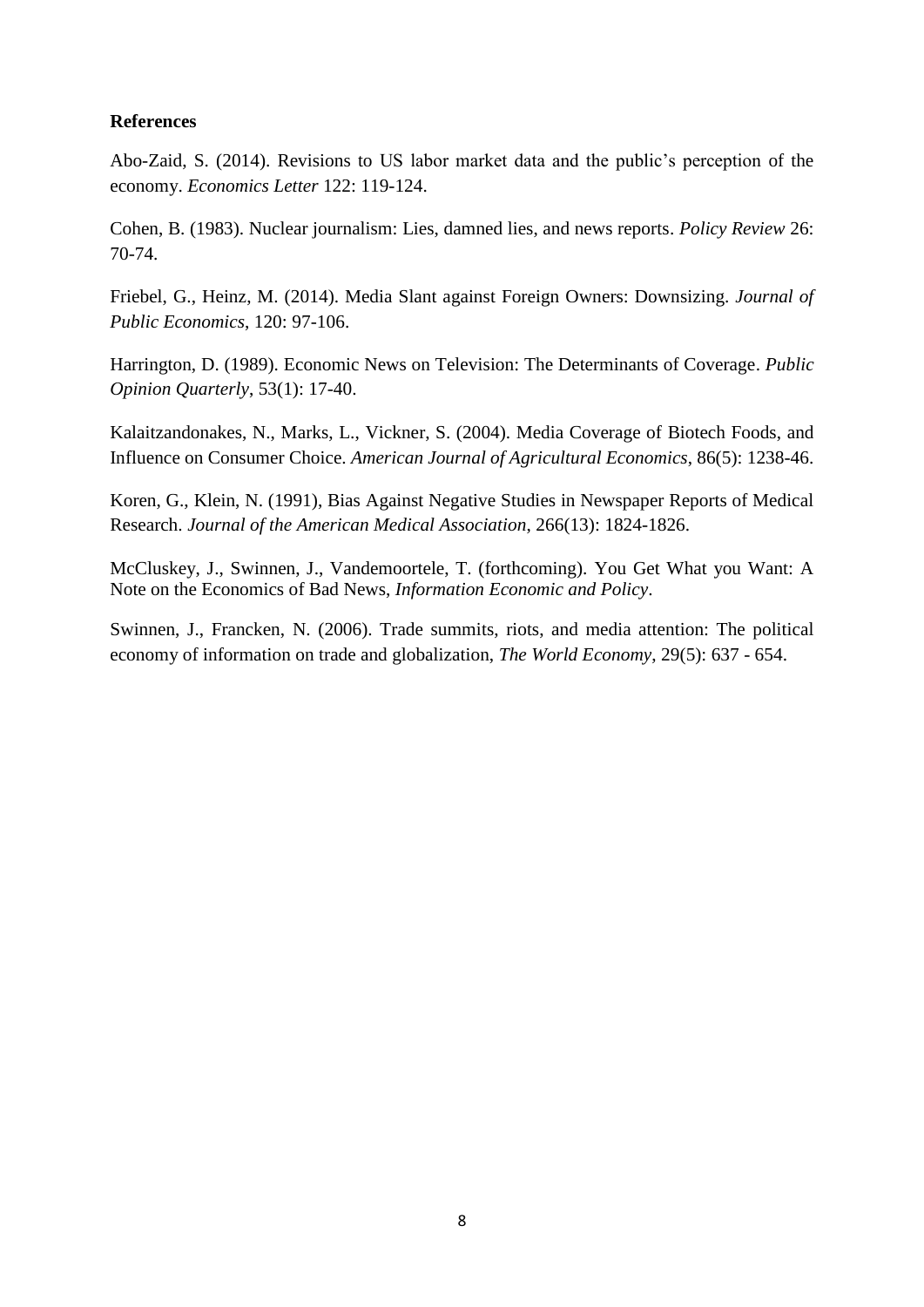**References**

Abo-Zaid, S. (2014). Revisions to US labor market data and the public's perception of the economy. *Economics Letter* 122: 119-124.

Cohen, B. (1983). Nuclear journalism: Lies, damned lies, and news reports. *Policy Review* 26: 70-74.

Friebel, G., Heinz, M. (2014). Media Slant against Foreign Owners: Downsizing. *Journal of Public Economics*, 120: 97-106.

Harrington, D. (1989). Economic News on Television: The Determinants of Coverage. *Public Opinion Quarterly*, 53(1): 17-40.

Kalaitzandonakes, N., Marks, L., Vickner, S. (2004). Media Coverage of Biotech Foods, and Influence on Consumer Choice. *American Journal of Agricultural Economics*, 86(5): 1238-46.

Koren, G., Klein, N. (1991), Bias Against Negative Studies in Newspaper Reports of Medical Research. *Journal of the American Medical Association*, 266(13): 1824-1826.

McCluskey, J., Swinnen, J., Vandemoortele, T. (forthcoming). You Get What you Want: A Note on the Economics of Bad News, *Information Economic and Policy*.

Swinnen, J., Francken, N. (2006). Trade summits, riots, and media attention: The political economy of information on trade and globalization, *The World Economy*, 29(5): 637 - 654.